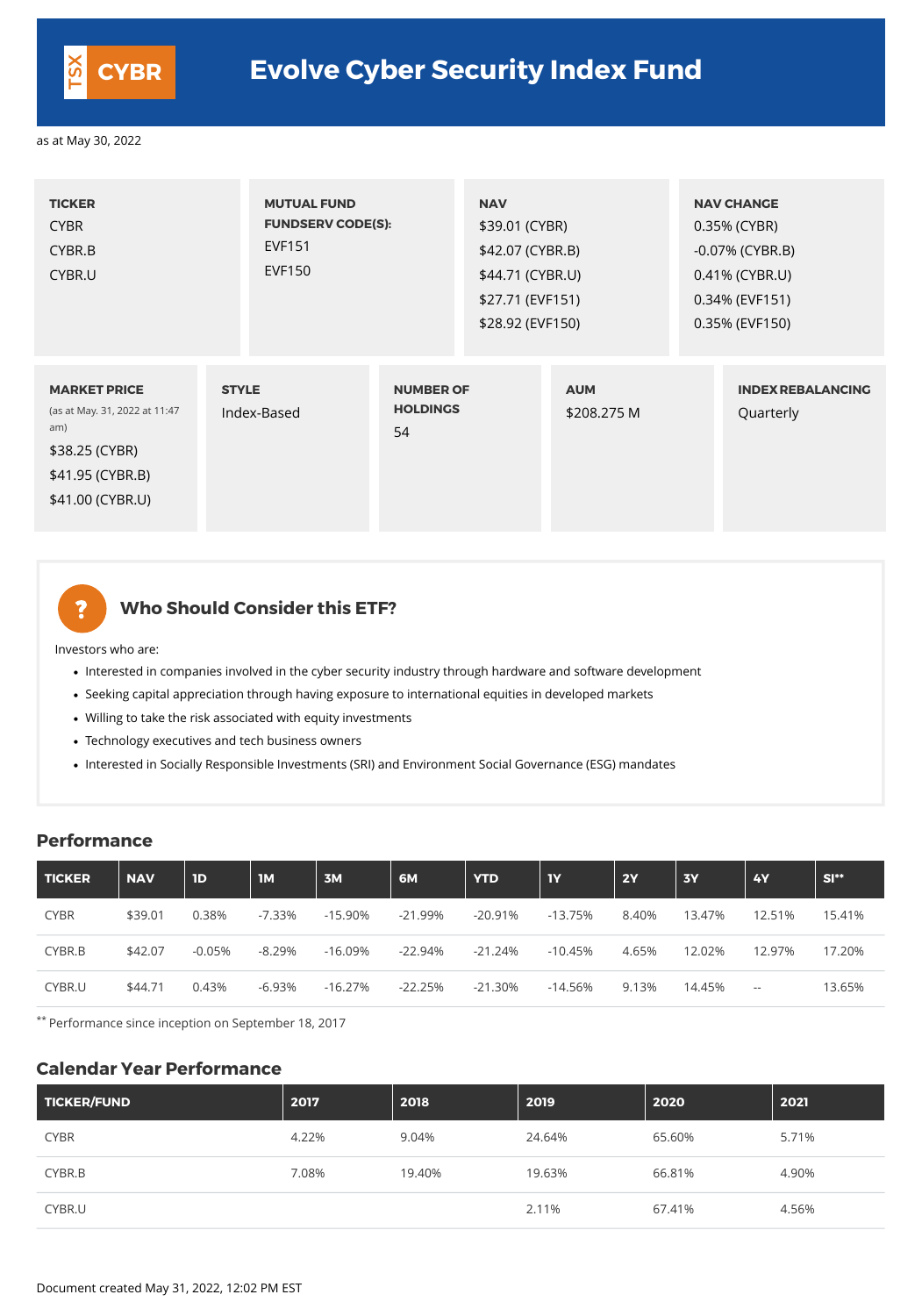TSX **CYBR**

# Evolve Cyber Security Index Fund

as at May 30, 2022

**TICKER**
CYBR
CYBR.B
CYBR.U

**MUTUAL FUND FUNDSERV CODE(S):**
EVF151
EVF150

**NAV**
$39.01 (CYBR)
$42.07 (CYBR.B)
$44.71 (CYBR.U)
$27.71 (EVF151)
$28.92 (EVF150)

**NAV CHANGE**
0.35% (CYBR)
-0.07% (CYBR.B)
0.41% (CYBR.U)
0.34% (EVF151)
0.35% (EVF150)

**MARKET PRICE**
(as at May. 31, 2022 at 11:47 am)
$38.25 (CYBR)
$41.95 (CYBR.B)
$41.00 (CYBR.U)

**STYLE**
Index-Based

**NUMBER OF HOLDINGS**
54

**AUM**
$208.275 M

**INDEX REBALANCING**
Quarterly

## Who Should Consider this ETF?

Investors who are:

- Interested in companies involved in the cyber security industry through hardware and software development
- Seeking capital appreciation through having exposure to international equities in developed markets
- Willing to take the risk associated with equity investments
- Technology executives and tech business owners
- Interested in Socially Responsible Investments (SRI) and Environment Social Governance (ESG) mandates

## Performance

| TICKER | NAV | 1D | 1M | 3M | 6M | YTD | 1Y | 2Y | 3Y | 4Y | SI** |
|---|---|---|---|---|---|---|---|---|---|---|---|
| CYBR | $39.01 | 0.38% | -7.33% | -15.90% | -21.99% | -20.91% | -13.75% | 8.40% | 13.47% | 12.51% | 15.41% |
| CYBR.B | $42.07 | -0.05% | -8.29% | -16.09% | -22.94% | -21.24% | -10.45% | 4.65% | 12.02% | 12.97% | 17.20% |
| CYBR.U | $44.71 | 0.43% | -6.93% | -16.27% | -22.25% | -21.30% | -14.56% | 9.13% | 14.45% | -- | 13.65% |

** Performance since inception on September 18, 2017

## Calendar Year Performance

| TICKER/FUND | 2017 | 2018 | 2019 | 2020 | 2021 |
|---|---|---|---|---|---|
| CYBR | 4.22% | 9.04% | 24.64% | 65.60% | 5.71% |
| CYBR.B | 7.08% | 19.40% | 19.63% | 66.81% | 4.90% |
| CYBR.U | | | 2.11% | 67.41% | 4.56% |

Document created May 31, 2022, 12:02 PM EST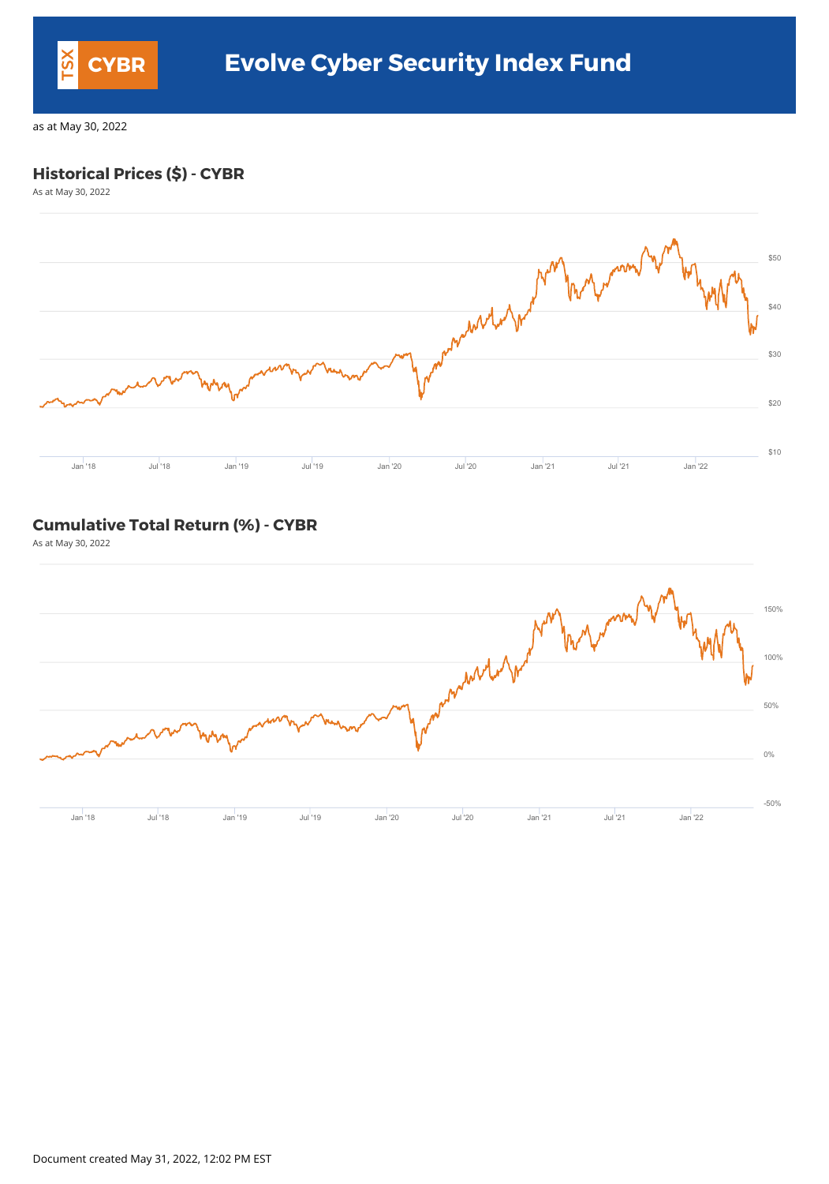# Evolve Cyber Security Index Fund

TSX CYBR

as at May 30, 2022

## Historical Prices ($) - CYBR

As at May 30, 2022

## Cumulative Total Return (%) - CYBR

As at May 30, 2022

Document created May 31, 2022, 12:02 PM EST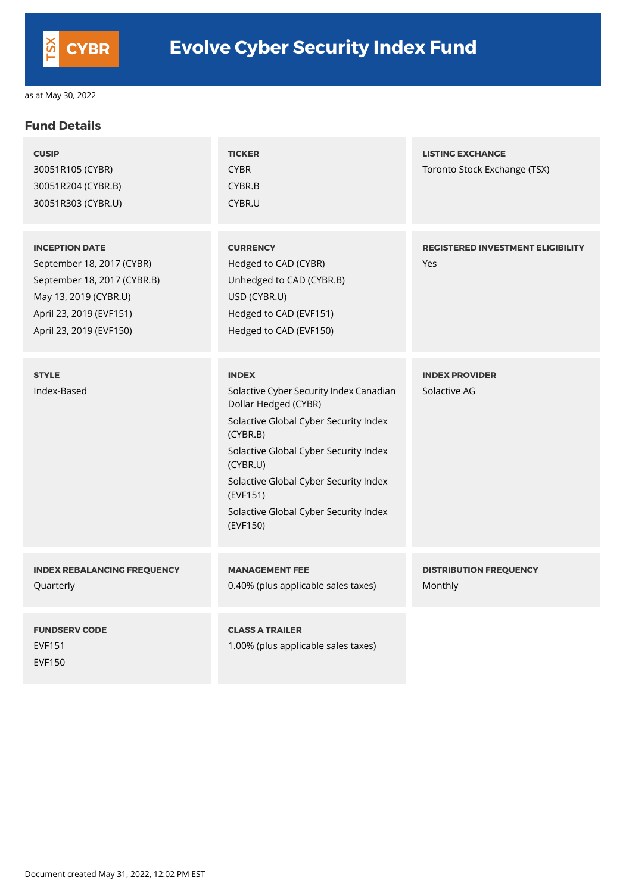# Evolve Cyber Security Index Fund

TSX CYBR

as at May 30, 2022

## Fund Details

**CUSIP**
30051R105 (CYBR)
30051R204 (CYBR.B)
30051R303 (CYBR.U)

**TICKER**
CYBR
CYBR.B
CYBR.U

**LISTING EXCHANGE**
Toronto Stock Exchange (TSX)

**INCEPTION DATE**
September 18, 2017 (CYBR)
September 18, 2017 (CYBR.B)
May 13, 2019 (CYBR.U)
April 23, 2019 (EVF151)
April 23, 2019 (EVF150)

**CURRENCY**
Hedged to CAD (CYBR)
Unhedged to CAD (CYBR.B)
USD (CYBR.U)
Hedged to CAD (EVF151)
Hedged to CAD (EVF150)

**REGISTERED INVESTMENT ELIGIBILITY**
Yes

**STYLE**
Index-Based

**INDEX**
Solactive Cyber Security Index Canadian Dollar Hedged (CYBR)
Solactive Global Cyber Security Index (CYBR.B)
Solactive Global Cyber Security Index (CYBR.U)
Solactive Global Cyber Security Index (EVF151)
Solactive Global Cyber Security Index (EVF150)

**INDEX PROVIDER**
Solactive AG

**INDEX REBALANCING FREQUENCY**
Quarterly

**MANAGEMENT FEE**
0.40% (plus applicable sales taxes)

**DISTRIBUTION FREQUENCY**
Monthly

**FUNDSERV CODE**
EVF151
EVF150

**CLASS A TRAILER**
1.00% (plus applicable sales taxes)

Document created May 31, 2022, 12:02 PM EST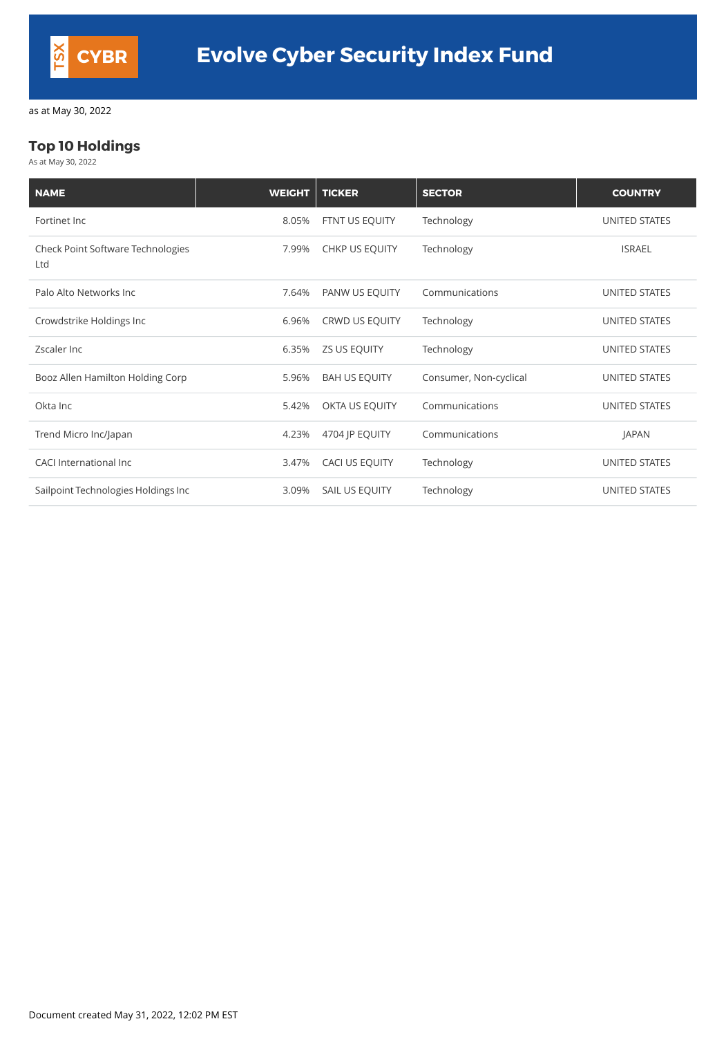TSX CYBR

# Evolve Cyber Security Index Fund

as at May 30, 2022

## Top 10 Holdings

As at May 30, 2022

| NAME | WEIGHT | TICKER | SECTOR | COUNTRY |
|---|---|---|---|---|
| Fortinet Inc | 8.05% | FTNT US EQUITY | Technology | UNITED STATES |
| Check Point Software Technologies Ltd | 7.99% | CHKP US EQUITY | Technology | ISRAEL |
| Palo Alto Networks Inc | 7.64% | PANW US EQUITY | Communications | UNITED STATES |
| Crowdstrike Holdings Inc | 6.96% | CRWD US EQUITY | Technology | UNITED STATES |
| Zscaler Inc | 6.35% | ZS US EQUITY | Technology | UNITED STATES |
| Booz Allen Hamilton Holding Corp | 5.96% | BAH US EQUITY | Consumer, Non-cyclical | UNITED STATES |
| Okta Inc | 5.42% | OKTA US EQUITY | Communications | UNITED STATES |
| Trend Micro Inc/Japan | 4.23% | 4704 JP EQUITY | Communications | JAPAN |
| CACI International Inc | 3.47% | CACI US EQUITY | Technology | UNITED STATES |
| Sailpoint Technologies Holdings Inc | 3.09% | SAIL US EQUITY | Technology | UNITED STATES |

Document created May 31, 2022, 12:02 PM EST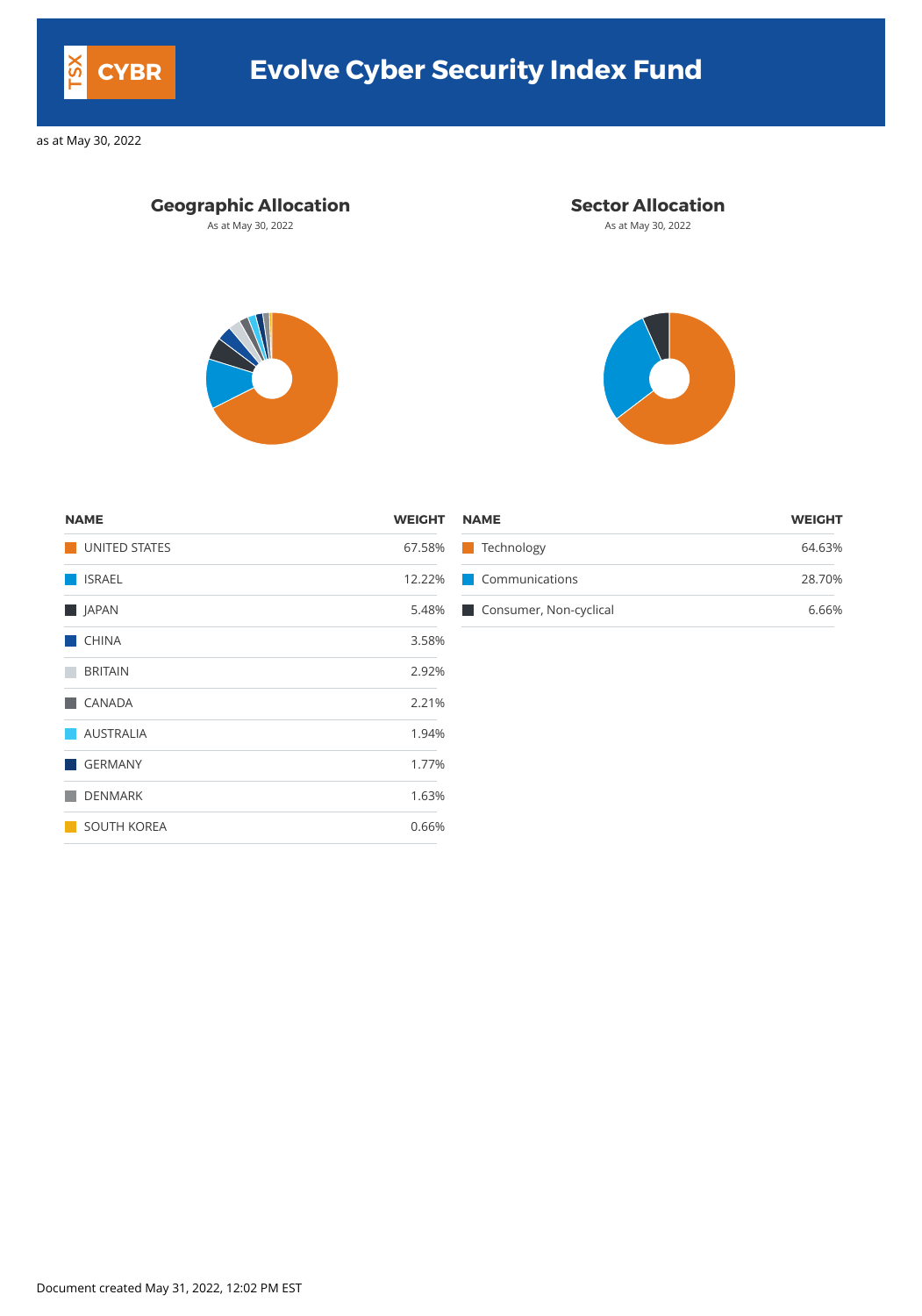# Evolve Cyber Security Index Fund

TSX CYBR

as at May 30, 2022

## Geographic Allocation

As at May 30, 2022

| NAME | WEIGHT |
| --- | --- |
| UNITED STATES | 67.58% |
| ISRAEL | 12.22% |
| JAPAN | 5.48% |
| CHINA | 3.58% |
| BRITAIN | 2.92% |
| CANADA | 2.21% |
| AUSTRALIA | 1.94% |
| GERMANY | 1.77% |
| DENMARK | 1.63% |
| SOUTH KOREA | 0.66% |

## Sector Allocation

As at May 30, 2022

| NAME | WEIGHT |
| --- | --- |
| Technology | 64.63% |
| Communications | 28.70% |
| Consumer, Non-cyclical | 6.66% |

Document created May 31, 2022, 12:02 PM EST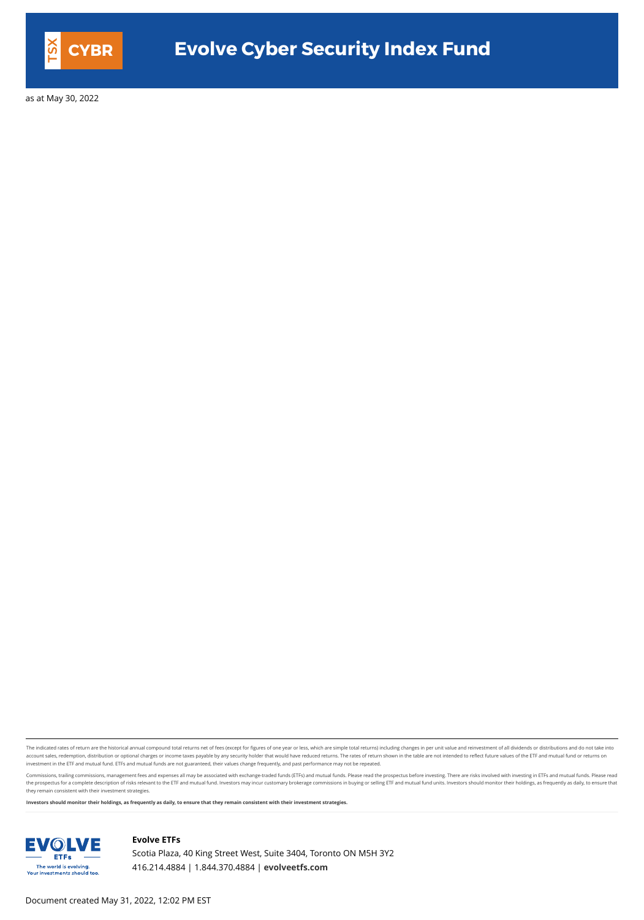# CYBR Evolve Cyber Security Index Fund

as at May 30, 2022

The indicated rates of return are the historical annual compound total returns net of fees (except for figures of one year or less, which are simple total returns) including changes in per unit value and reinvestment of all dividends or distributions and do not take into account sales, redemption, distribution or optional charges or income taxes payable by any security holder that would have reduced returns. The rates of return shown in the table are not intended to reflect future values of the ETF and mutual fund or returns on investment in the ETF and mutual fund. ETFs and mutual funds are not guaranteed, their values change frequently, and past performance may not be repeated.

Commissions, trailing commissions, management fees and expenses all may be associated with exchange-traded funds (ETFs) and mutual funds. Please read the prospectus before investing. There are risks involved with investing in ETFs and mutual funds. Please read the prospectus for a complete description of risks relevant to the ETF and mutual fund. Investors may incur customary brokerage commissions in buying or selling ETF and mutual fund units. Investors should monitor their holdings, as frequently as daily, to ensure that they remain consistent with their investment strategies.

**Investors should monitor their holdings, as frequently as daily, to ensure that they remain consistent with their investment strategies.**

EVOLVE ETFs
The world is evolving. Your investments should too.

**Evolve ETFs**
Scotia Plaza, 40 King Street West, Suite 3404, Toronto ON M5H 3Y2
416.214.4884 | 1.844.370.4884 | **evolveetfs.com**

Document created May 31, 2022, 12:02 PM EST